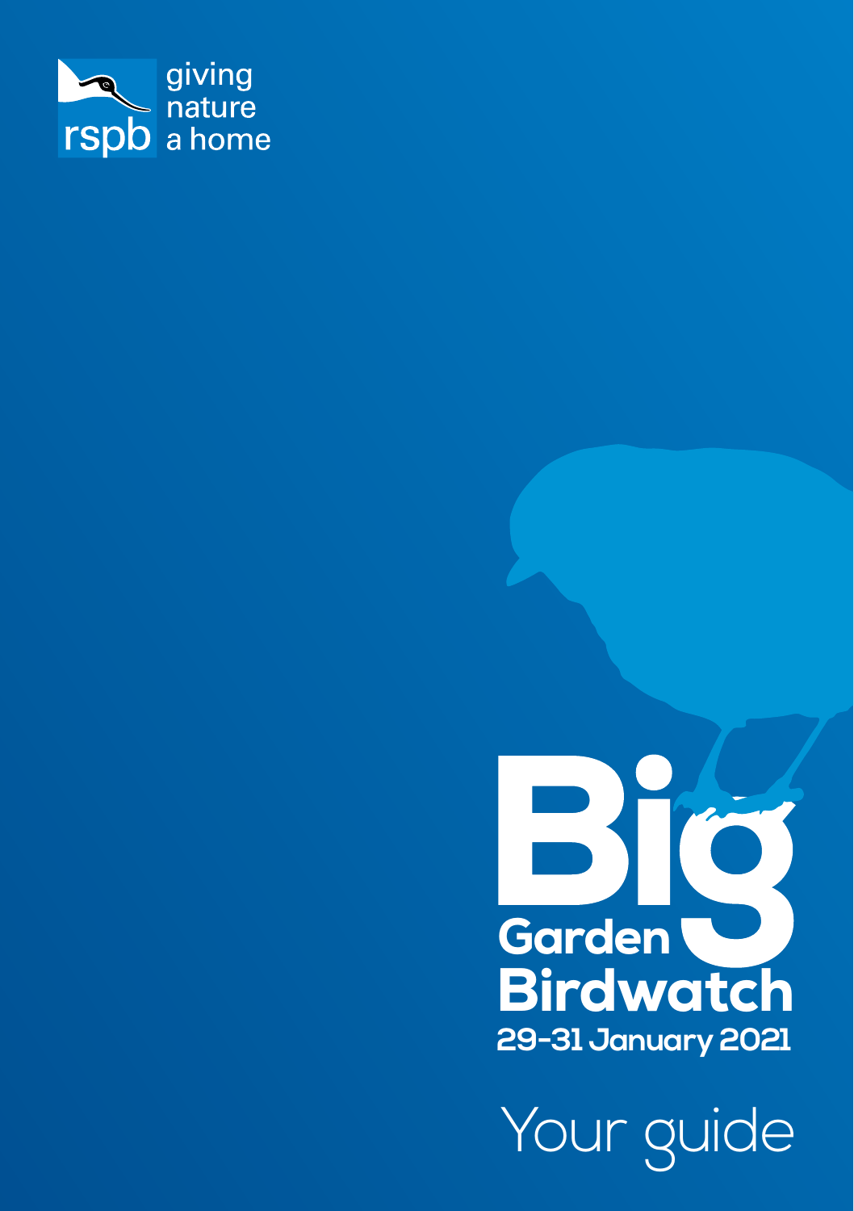rspb giving nature a home

# Big Garden Birdwatch

**29-31 January 2021**

## Your guide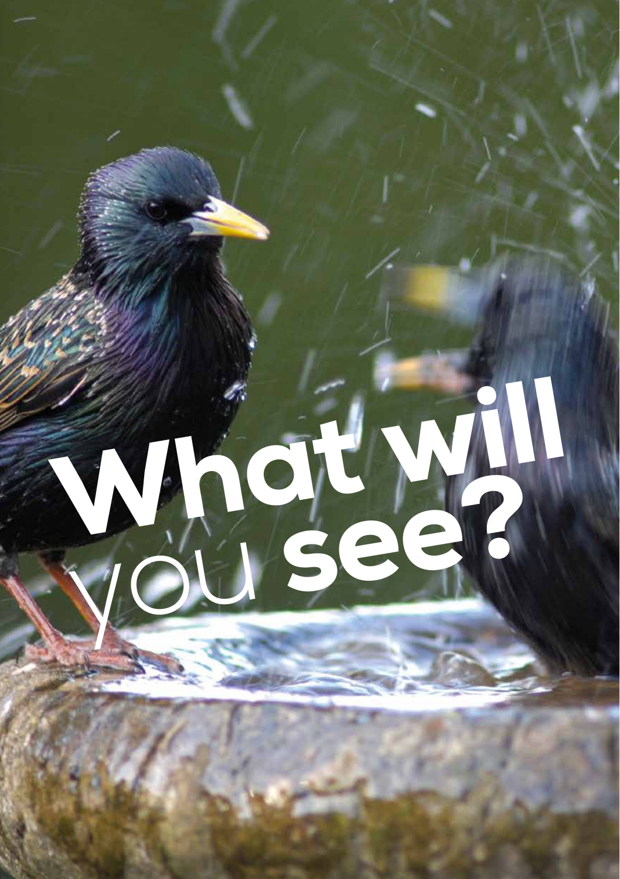# What will you see?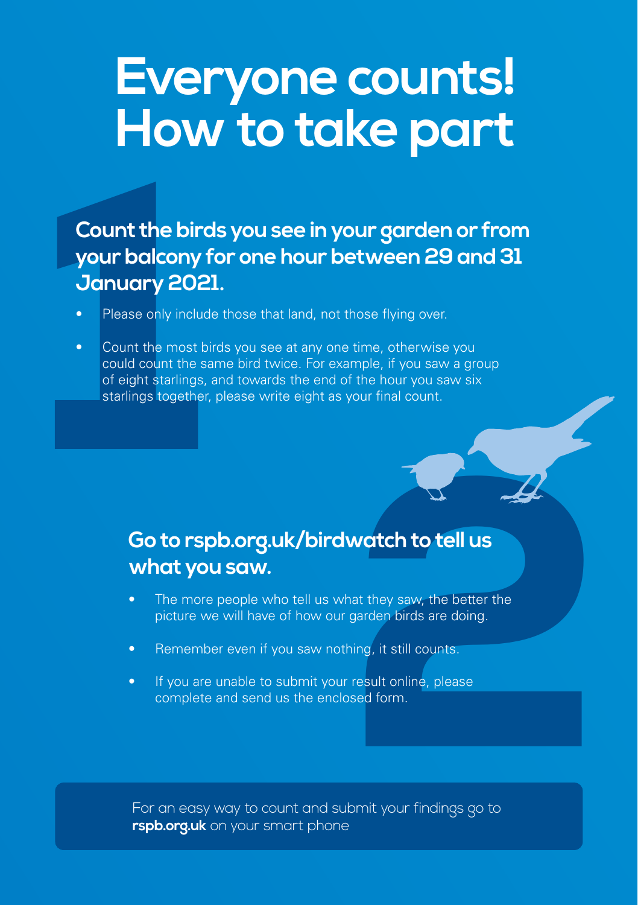# Everyone counts! How to take part

## 1. Count the birds you see in your garden or from your balcony for one hour between 29 and 31 January 2021.

- Please only include those that land, not those flying over.
- Count the most birds you see at any one time, otherwise you could count the same bird twice. For example, if you saw a group of eight starlings, and towards the end of the hour you saw six starlings together, please write eight as your final count.

## 2. Go to rspb.org.uk/birdwatch to tell us what you saw.

- The more people who tell us what they saw, the better the picture we will have of how our garden birds are doing.
- Remember even if you saw nothing, it still counts.
- If you are unable to submit your result online, please complete and send us the enclosed form.

For an easy way to count and submit your findings go to **rspb.org.uk** on your smart phone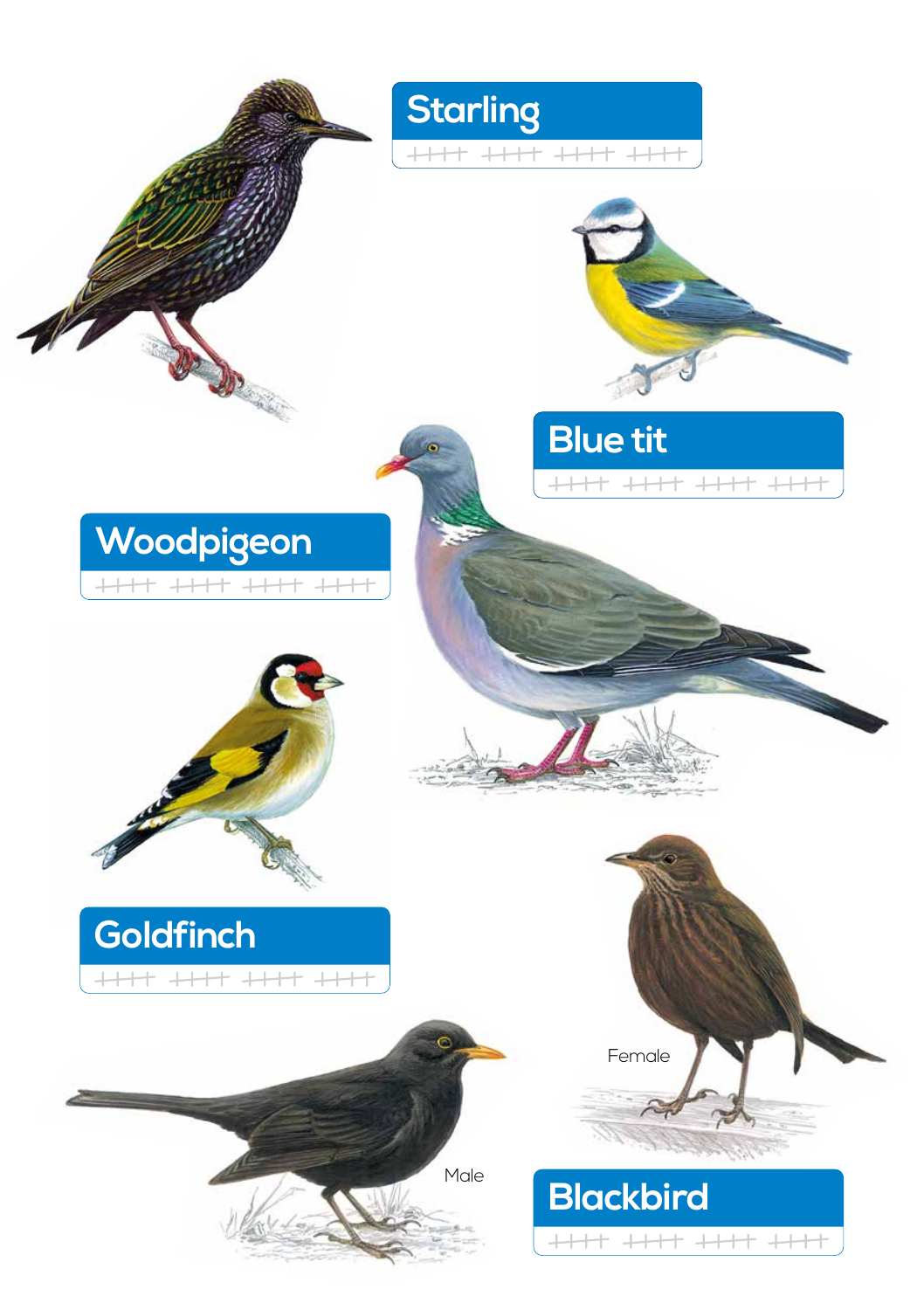## Starling

## Blue tit

## Woodpigeon

## Goldfinch

Female

Male

## Blackbird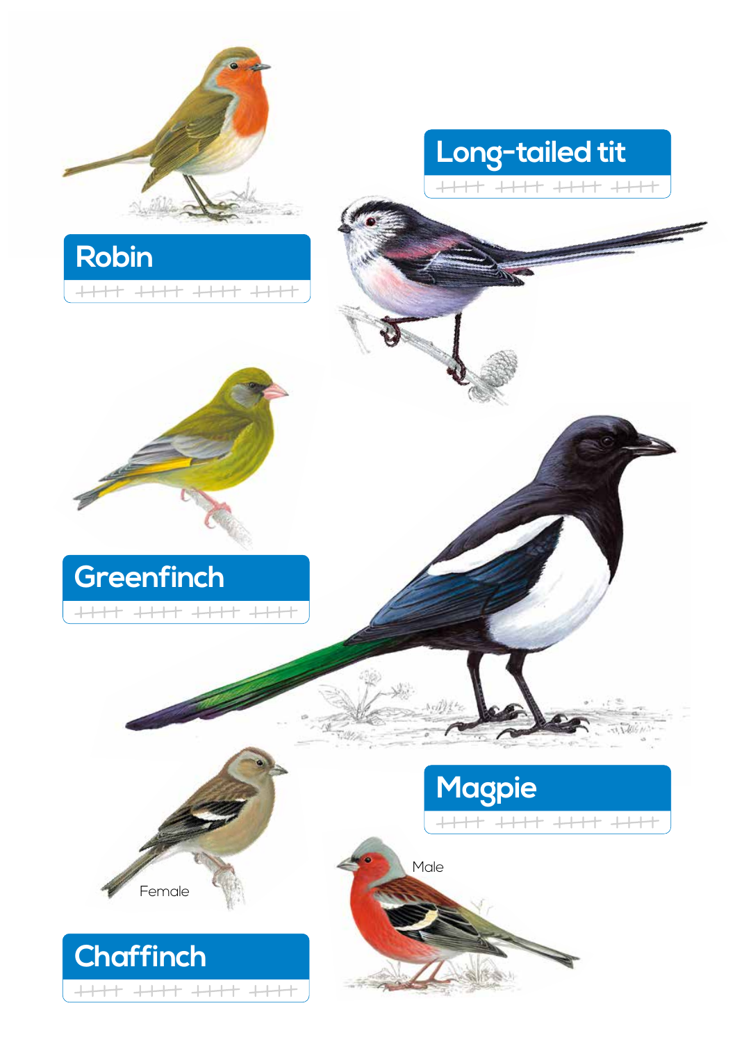## Robin

## Long-tailed tit

## Greenfinch

## Magpie

## Chaffinch

Female

Male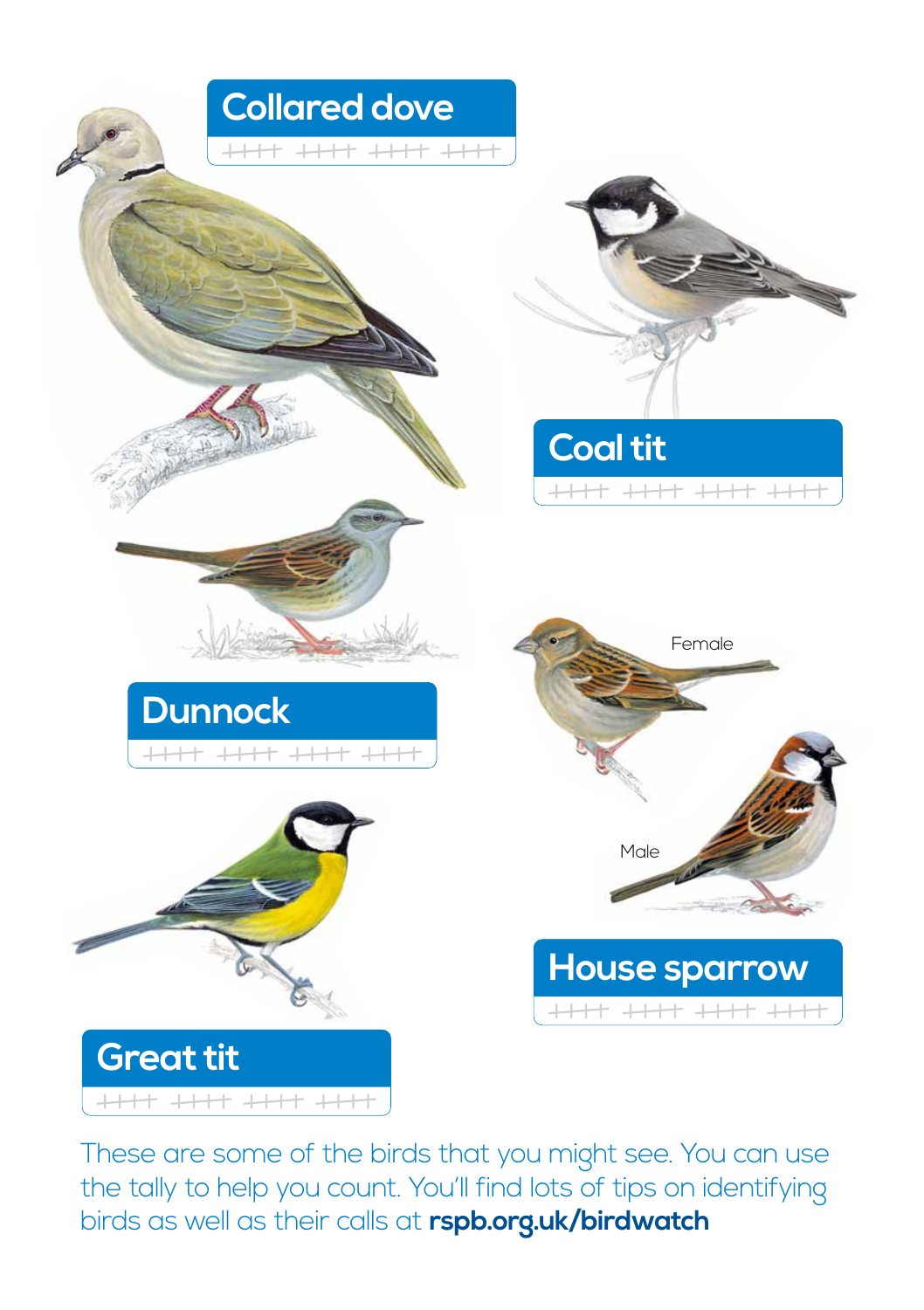## Collared dove

## Coal tit

## Dunnock

Female

Male

## House sparrow

## Great tit

These are some of the birds that you might see. You can use the tally to help you count. You'll find lots of tips on identifying birds as well as their calls at **rspb.org.uk/birdwatch**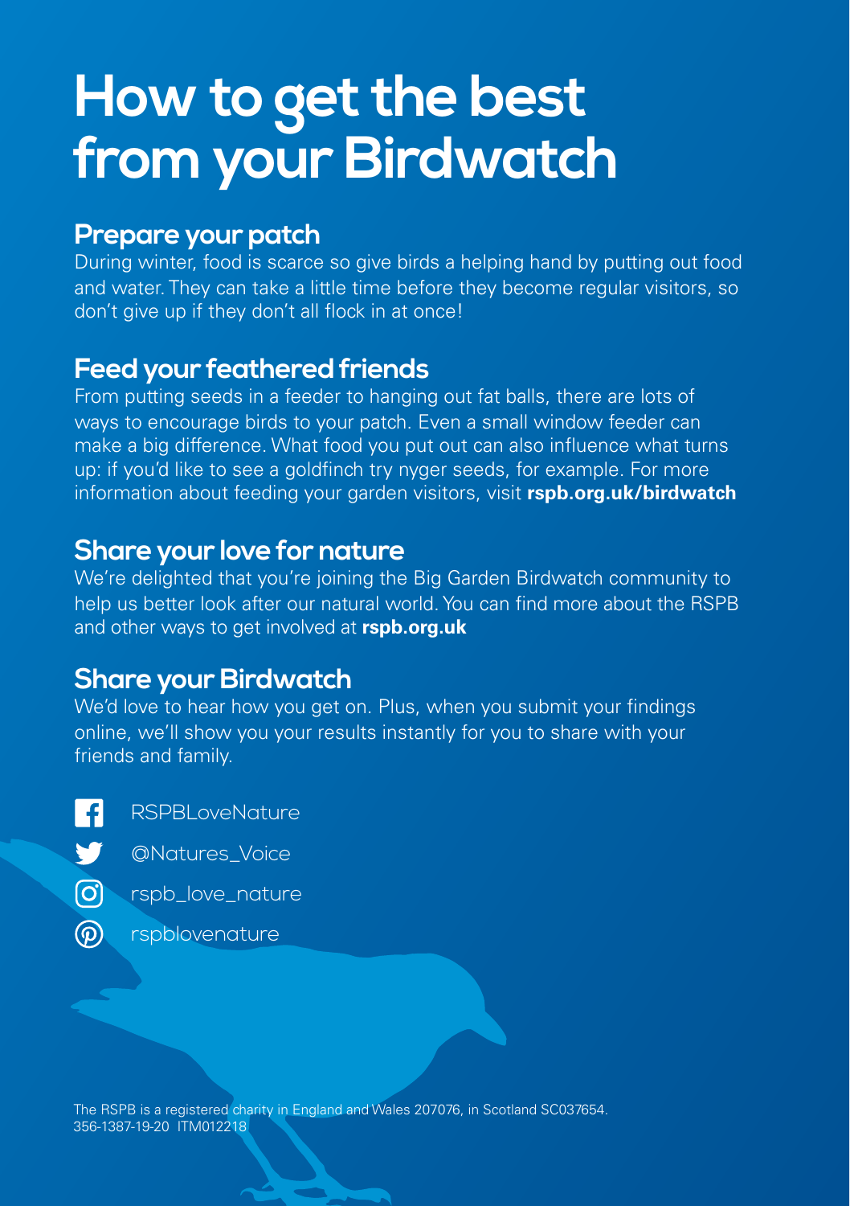# How to get the best from your Birdwatch

## Prepare your patch

During winter, food is scarce so give birds a helping hand by putting out food and water. They can take a little time before they become regular visitors, so don't give up if they don't all flock in at once!

## Feed your feathered friends

From putting seeds in a feeder to hanging out fat balls, there are lots of ways to encourage birds to your patch. Even a small window feeder can make a big difference. What food you put out can also influence what turns up: if you'd like to see a goldfinch try nyger seeds, for example. For more information about feeding your garden visitors, visit **rspb.org.uk/birdwatch**

## Share your love for nature

We're delighted that you're joining the Big Garden Birdwatch community to help us better look after our natural world. You can find more about the RSPB and other ways to get involved at **rspb.org.uk**

## Share your Birdwatch

We'd love to hear how you get on. Plus, when you submit your findings online, we'll show you your results instantly for you to share with your friends and family.

- Facebook: RSPBLoveNature
- Twitter: @Natures_Voice
- Instagram: rspb_love_nature
- Pinterest: rspblovenature

The RSPB is a registered charity in England and Wales 207076, in Scotland SC037654.
356-1387-19-20 ITM012218